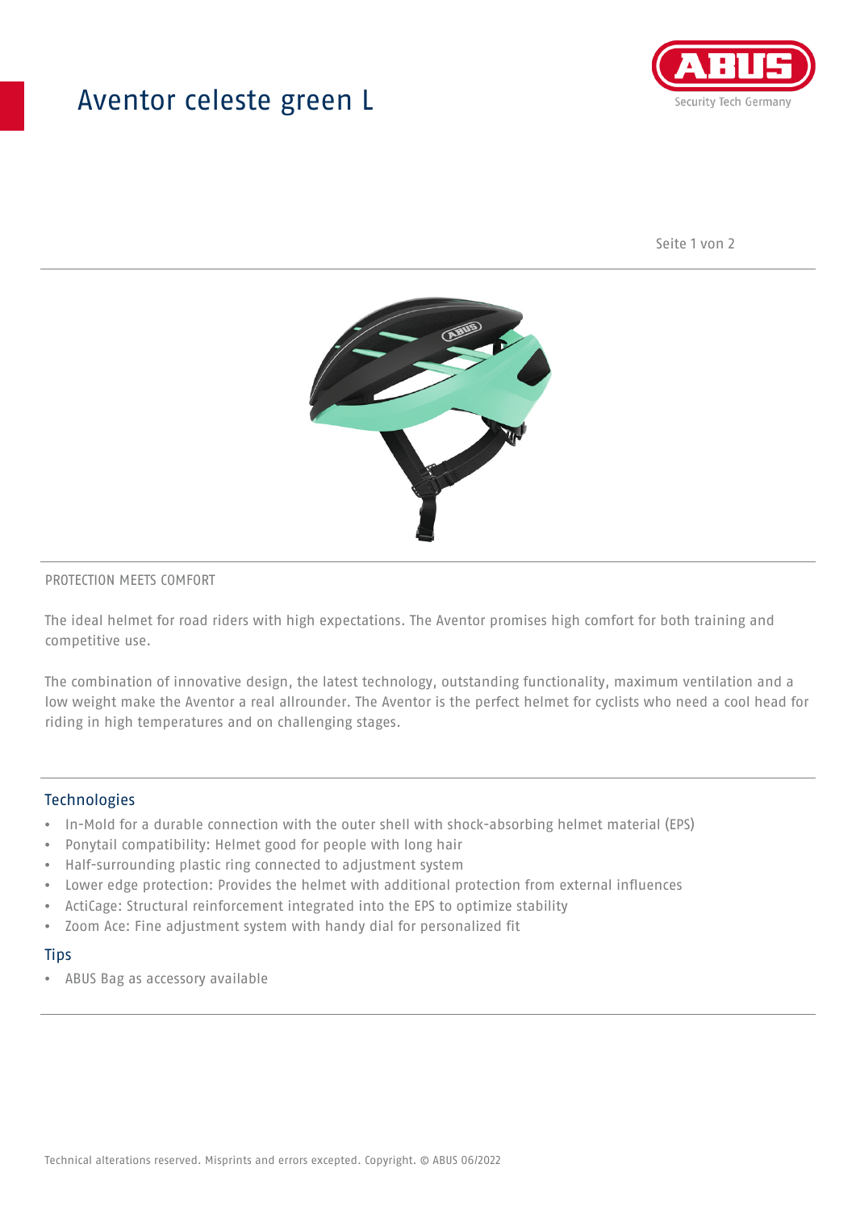# Aventor celeste green L

PROTECTION MEETS COMFORT

The ideal helmet for road riders with high expectations. The Aventor promises high comfort for both training and competitive use.

The combination of innovative design, the latest technology, outstanding functionality, maximum ventilation and a low weight make the Aventor a real allrounder. The Aventor is the perfect helmet for cyclists who need a cool head for riding in high temperatures and on challenging stages.

## Technologies

- In-Mold for a durable connection with the outer shell with shock-absorbing helmet material (EPS)
- Ponytail compatibility: Helmet good for people with long hair
- Half-surrounding plastic ring connected to adjustment system
- Lower edge protection: Provides the helmet with additional protection from external influences
- ActiCage: Structural reinforcement integrated into the EPS to optimize stability
- Zoom Ace: Fine adjustment system with handy dial for personalized fit

## Tips

- ABUS Bag as accessory available

Technical alterations reserved. Misprints and errors excepted. Copyright. © ABUS 06/2022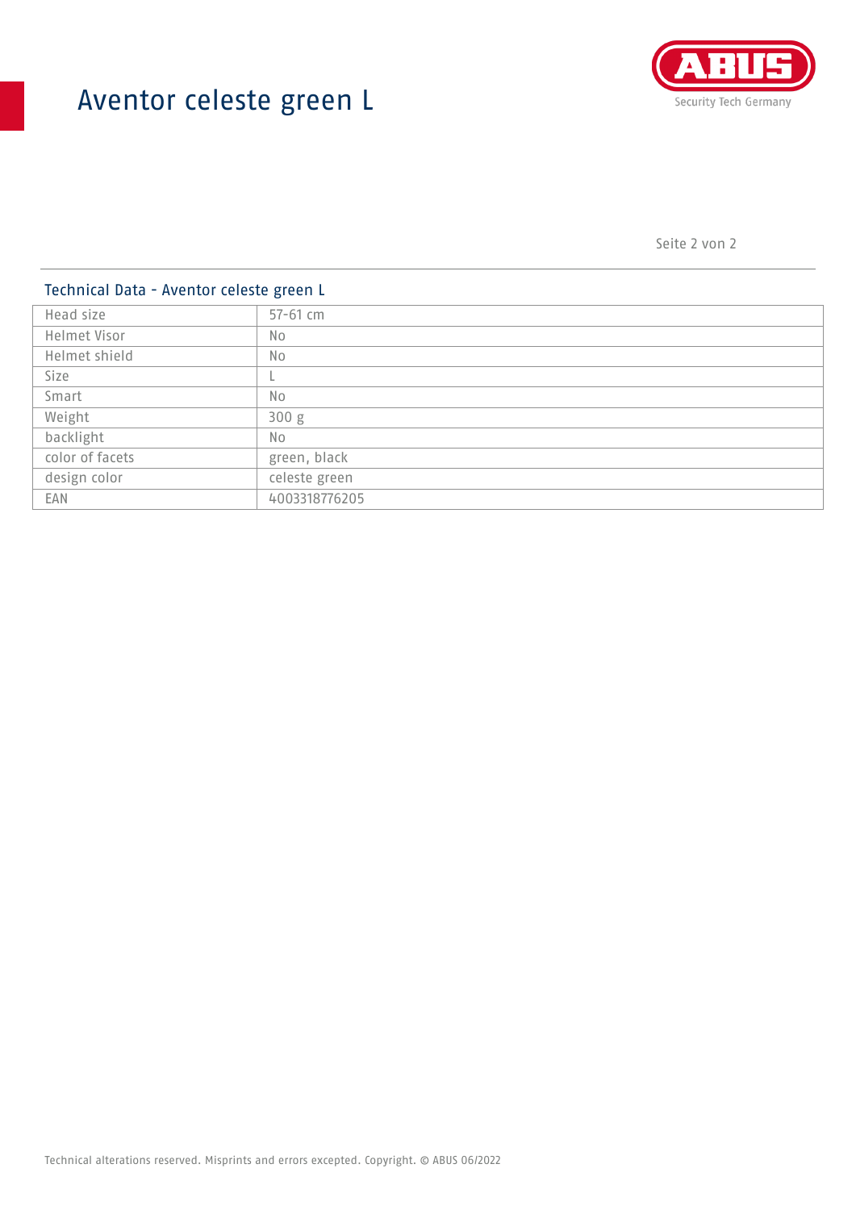# Aventor celeste green L

## Technical Data - Aventor celeste green L

| | |
|---|---|
| Head size | 57-61 cm |
| Helmet Visor | No |
| Helmet shield | No |
| Size | L |
| Smart | No |
| Weight | 300 g |
| backlight | No |
| color of facets | green, black |
| design color | celeste green |
| EAN | 4003318776205 |

Technical alterations reserved. Misprints and errors excepted. Copyright. © ABUS 06/2022